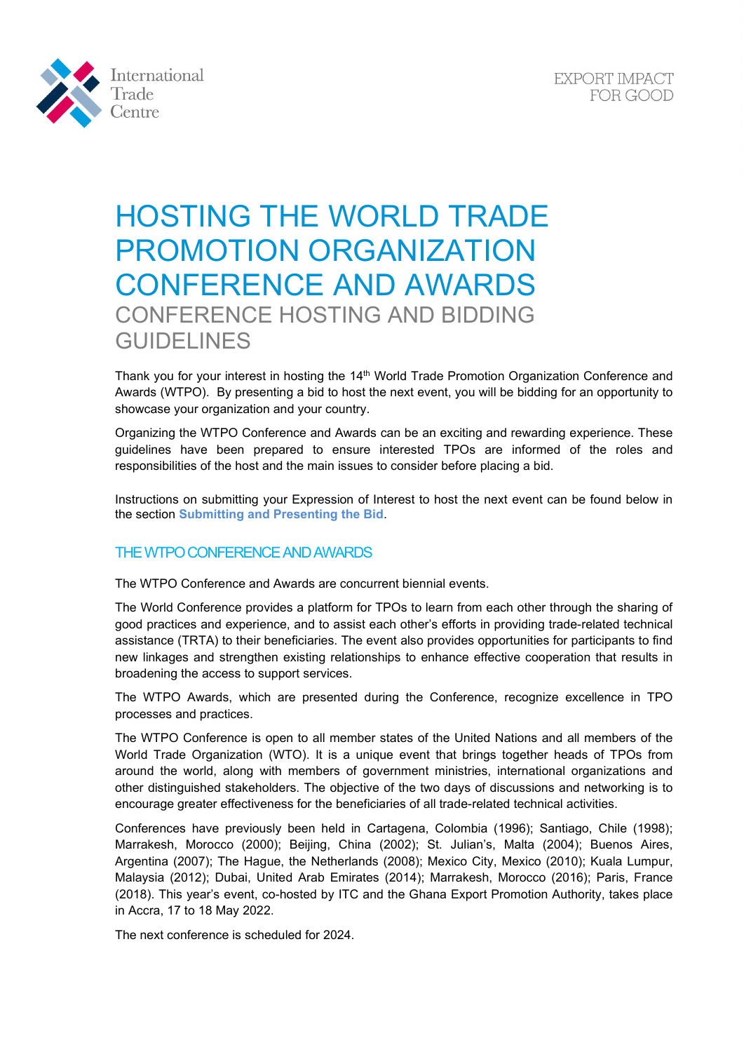# HOSTING THE WORLD TRADE PROMOTION ORGANIZATION CONFERENCE AND AWARDS

## CONFERENCE HOSTING AND BIDDING GUIDELINES

Thank you for your interest in hosting the 14th World Trade Promotion Organization Conference and Awards (WTPO). By presenting a bid to host the next event, you will be bidding for an opportunity to showcase your organization and your country.

Organizing the WTPO Conference and Awards can be an exciting and rewarding experience. These guidelines have been prepared to ensure interested TPOs are informed of the roles and responsibilities of the host and the main issues to consider before placing a bid.

Instructions on submitting your Expression of Interest to host the next event can be found below in the section **Submitting and Presenting the Bid**.

### THE WTPO CONFERENCE AND AWARDS

The WTPO Conference and Awards are concurrent biennial events.

The World Conference provides a platform for TPOs to learn from each other through the sharing of good practices and experience, and to assist each other's efforts in providing trade-related technical assistance (TRTA) to their beneficiaries. The event also provides opportunities for participants to find new linkages and strengthen existing relationships to enhance effective cooperation that results in broadening the access to support services.

The WTPO Awards, which are presented during the Conference, recognize excellence in TPO processes and practices.

The WTPO Conference is open to all member states of the United Nations and all members of the World Trade Organization (WTO). It is a unique event that brings together heads of TPOs from around the world, along with members of government ministries, international organizations and other distinguished stakeholders. The objective of the two days of discussions and networking is to encourage greater effectiveness for the beneficiaries of all trade-related technical activities.

Conferences have previously been held in Cartagena, Colombia (1996); Santiago, Chile (1998); Marrakesh, Morocco (2000); Beijing, China (2002); St. Julian's, Malta (2004); Buenos Aires, Argentina (2007); The Hague, the Netherlands (2008); Mexico City, Mexico (2010); Kuala Lumpur, Malaysia (2012); Dubai, United Arab Emirates (2014); Marrakesh, Morocco (2016); Paris, France (2018). This year's event, co-hosted by ITC and the Ghana Export Promotion Authority, takes place in Accra, 17 to 18 May 2022.

The next conference is scheduled for 2024.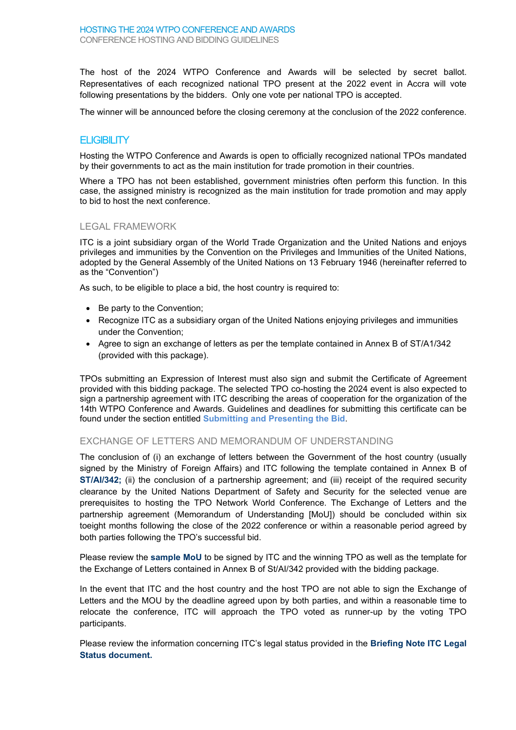The host of the 2024 WTPO Conference and Awards will be selected by secret ballot. Representatives of each recognized national TPO present at the 2022 event in Accra will vote following presentations by the bidders. Only one vote per national TPO is accepted.

The winner will be announced before the closing ceremony at the conclusion of the 2022 conference.

## ELIGIBILITY

Hosting the WTPO Conference and Awards is open to officially recognized national TPOs mandated by their governments to act as the main institution for trade promotion in their countries.

Where a TPO has not been established, government ministries often perform this function. In this case, the assigned ministry is recognized as the main institution for trade promotion and may apply to bid to host the next conference.

### LEGAL FRAMEWORK

ITC is a joint subsidiary organ of the World Trade Organization and the United Nations and enjoys privileges and immunities by the Convention on the Privileges and Immunities of the United Nations, adopted by the General Assembly of the United Nations on 13 February 1946 (hereinafter referred to as the "Convention")

As such, to be eligible to place a bid, the host country is required to:

- Be party to the Convention;
- Recognize ITC as a subsidiary organ of the United Nations enjoying privileges and immunities under the Convention;
- Agree to sign an exchange of letters as per the template contained in Annex B of ST/A1/342 (provided with this package).

TPOs submitting an Expression of Interest must also sign and submit the Certificate of Agreement provided with this bidding package. The selected TPO co-hosting the 2024 event is also expected to sign a partnership agreement with ITC describing the areas of cooperation for the organization of the 14th WTPO Conference and Awards. Guidelines and deadlines for submitting this certificate can be found under the section entitled **Submitting and Presenting the Bid**.

### EXCHANGE OF LETTERS AND MEMORANDUM OF UNDERSTANDING

The conclusion of (i) an exchange of letters between the Government of the host country (usually signed by the Ministry of Foreign Affairs) and ITC following the template contained in Annex B of **ST/AI/342;** (ii) the conclusion of a partnership agreement; and (iii) receipt of the required security clearance by the United Nations Department of Safety and Security for the selected venue are prerequisites to hosting the TPO Network World Conference. The Exchange of Letters and the partnership agreement (Memorandum of Understanding [MoU]) should be concluded within six toeight months following the close of the 2022 conference or within a reasonable period agreed by both parties following the TPO's successful bid.

Please review the **sample MoU** to be signed by ITC and the winning TPO as well as the template for the Exchange of Letters contained in Annex B of St/AI/342 provided with the bidding package.

In the event that ITC and the host country and the host TPO are not able to sign the Exchange of Letters and the MOU by the deadline agreed upon by both parties, and within a reasonable time to relocate the conference, ITC will approach the TPO voted as runner-up by the voting TPO participants.

Please review the information concerning ITC's legal status provided in the **Briefing Note ITC Legal Status document.**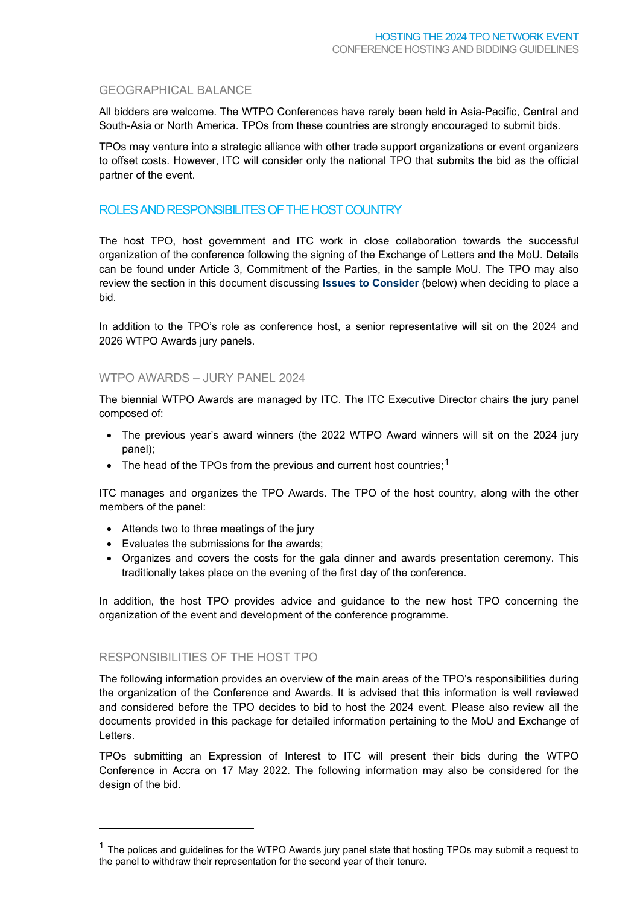### GEOGRAPHICAL BALANCE

All bidders are welcome. The WTPO Conferences have rarely been held in Asia-Pacific, Central and South-Asia or North America. TPOs from these countries are strongly encouraged to submit bids.

TPOs may venture into a strategic alliance with other trade support organizations or event organizers to offset costs. However, ITC will consider only the national TPO that submits the bid as the official partner of the event.

## ROLES AND RESPONSIBILITES OF THE HOST COUNTRY

The host TPO, host government and ITC work in close collaboration towards the successful organization of the conference following the signing of the Exchange of Letters and the MoU. Details can be found under Article 3, Commitment of the Parties, in the sample MoU. The TPO may also review the section in this document discussing **Issues to Consider** (below) when deciding to place a bid.

In addition to the TPO's role as conference host, a senior representative will sit on the 2024 and 2026 WTPO Awards jury panels.

### WTPO AWARDS – JURY PANEL 2024

The biennial WTPO Awards are managed by ITC. The ITC Executive Director chairs the jury panel composed of:

- The previous year's award winners (the 2022 WTPO Award winners will sit on the 2024 jury panel);
- The head of the TPOs from the previous and current host countries;[1]

ITC manages and organizes the TPO Awards. The TPO of the host country, along with the other members of the panel:

- Attends two to three meetings of the jury
- Evaluates the submissions for the awards;
- Organizes and covers the costs for the gala dinner and awards presentation ceremony. This traditionally takes place on the evening of the first day of the conference.

In addition, the host TPO provides advice and guidance to the new host TPO concerning the organization of the event and development of the conference programme.

### RESPONSIBILITIES OF THE HOST TPO

The following information provides an overview of the main areas of the TPO's responsibilities during the organization of the Conference and Awards. It is advised that this information is well reviewed and considered before the TPO decides to bid to host the 2024 event. Please also review all the documents provided in this package for detailed information pertaining to the MoU and Exchange of Letters.

TPOs submitting an Expression of Interest to ITC will present their bids during the WTPO Conference in Accra on 17 May 2022. The following information may also be considered for the design of the bid.

---

[1] The polices and guidelines for the WTPO Awards jury panel state that hosting TPOs may submit a request to the panel to withdraw their representation for the second year of their tenure.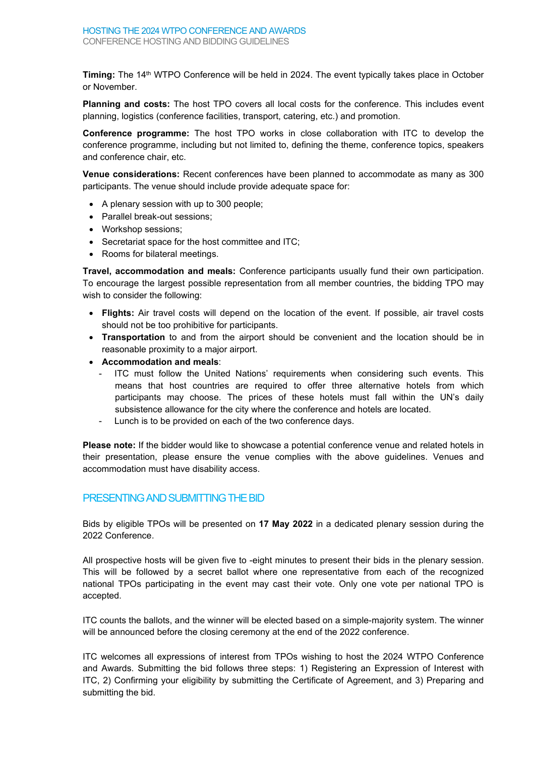**Timing:** The 14th WTPO Conference will be held in 2024. The event typically takes place in October or November.

**Planning and costs:** The host TPO covers all local costs for the conference. This includes event planning, logistics (conference facilities, transport, catering, etc.) and promotion.

**Conference programme:** The host TPO works in close collaboration with ITC to develop the conference programme, including but not limited to, defining the theme, conference topics, speakers and conference chair, etc.

**Venue considerations:** Recent conferences have been planned to accommodate as many as 300 participants. The venue should include provide adequate space for:

- A plenary session with up to 300 people;
- Parallel break-out sessions;
- Workshop sessions;
- Secretariat space for the host committee and ITC;
- Rooms for bilateral meetings.

**Travel, accommodation and meals:** Conference participants usually fund their own participation. To encourage the largest possible representation from all member countries, the bidding TPO may wish to consider the following:

- **Flights:** Air travel costs will depend on the location of the event. If possible, air travel costs should not be too prohibitive for participants.
- **Transportation** to and from the airport should be convenient and the location should be in reasonable proximity to a major airport.
- **Accommodation and meals**:
  - ITC must follow the United Nations' requirements when considering such events. This means that host countries are required to offer three alternative hotels from which participants may choose. The prices of these hotels must fall within the UN's daily subsistence allowance for the city where the conference and hotels are located.
  - Lunch is to be provided on each of the two conference days.

**Please note:** If the bidder would like to showcase a potential conference venue and related hotels in their presentation, please ensure the venue complies with the above guidelines. Venues and accommodation must have disability access.

## PRESENTING AND SUBMITTING THE BID

Bids by eligible TPOs will be presented on **17 May 2022** in a dedicated plenary session during the 2022 Conference.

All prospective hosts will be given five to -eight minutes to present their bids in the plenary session. This will be followed by a secret ballot where one representative from each of the recognized national TPOs participating in the event may cast their vote. Only one vote per national TPO is accepted.

ITC counts the ballots, and the winner will be elected based on a simple-majority system. The winner will be announced before the closing ceremony at the end of the 2022 conference.

ITC welcomes all expressions of interest from TPOs wishing to host the 2024 WTPO Conference and Awards. Submitting the bid follows three steps: 1) Registering an Expression of Interest with ITC, 2) Confirming your eligibility by submitting the Certificate of Agreement, and 3) Preparing and submitting the bid.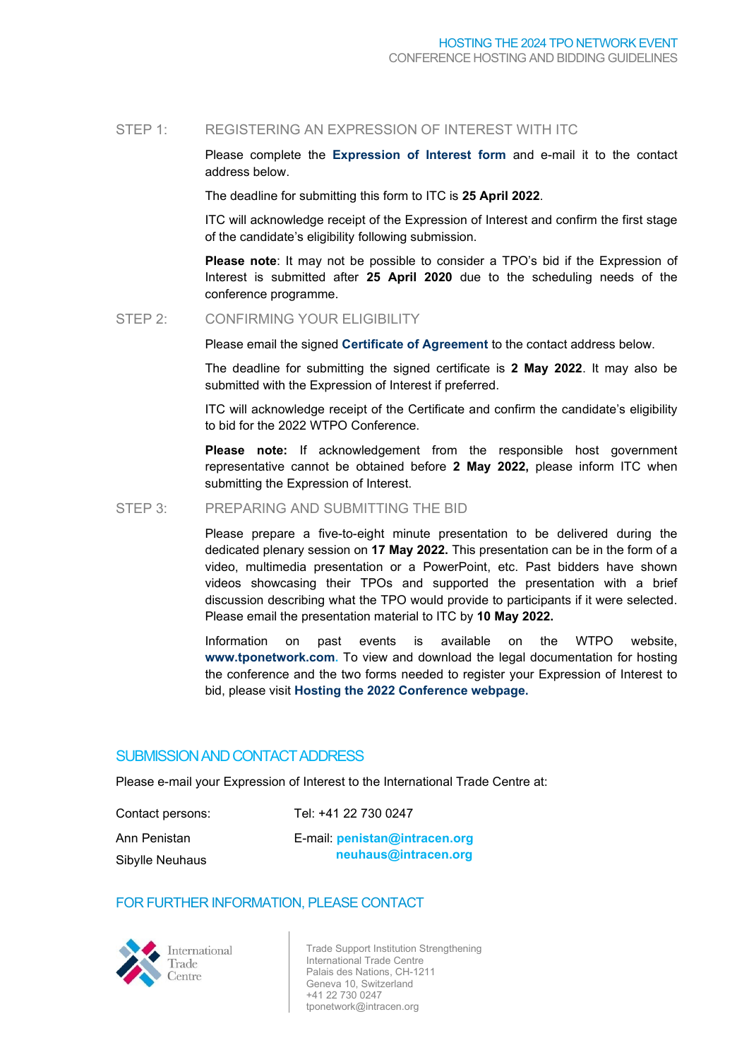STEP 1: REGISTERING AN EXPRESSION OF INTEREST WITH ITC

Please complete the **Expression of Interest form** and e-mail it to the contact address below.

The deadline for submitting this form to ITC is **25 April 2022**.

ITC will acknowledge receipt of the Expression of Interest and confirm the first stage of the candidate's eligibility following submission.

**Please note**: It may not be possible to consider a TPO's bid if the Expression of Interest is submitted after **25 April 2020** due to the scheduling needs of the conference programme.

STEP 2: CONFIRMING YOUR ELIGIBILITY

Please email the signed **Certificate of Agreement** to the contact address below.

The deadline for submitting the signed certificate is **2 May 2022**. It may also be submitted with the Expression of Interest if preferred.

ITC will acknowledge receipt of the Certificate and confirm the candidate's eligibility to bid for the 2022 WTPO Conference.

**Please note:** If acknowledgement from the responsible host government representative cannot be obtained before **2 May 2022,** please inform ITC when submitting the Expression of Interest.

STEP 3: PREPARING AND SUBMITTING THE BID

Please prepare a five-to-eight minute presentation to be delivered during the dedicated plenary session on **17 May 2022.** This presentation can be in the form of a video, multimedia presentation or a PowerPoint, etc. Past bidders have shown videos showcasing their TPOs and supported the presentation with a brief discussion describing what the TPO would provide to participants if it were selected. Please email the presentation material to ITC by **10 May 2022.**

Information on past events is available on the WTPO website, **www.tponetwork.com.** To view and download the legal documentation for hosting the conference and the two forms needed to register your Expression of Interest to bid, please visit **Hosting the 2022 Conference webpage.**

## SUBMISSION AND CONTACT ADDRESS

Please e-mail your Expression of Interest to the International Trade Centre at:

| | |
|---|---|
| Contact persons: | Tel: +41 22 730 0247 |
| Ann Penistan | E-mail: **penistan@intracen.org** |
| Sibylle Neuhaus | **neuhaus@intracen.org** |

## FOR FURTHER INFORMATION, PLEASE CONTACT

International Trade Centre

Trade Support Institution Strengthening
International Trade Centre
Palais des Nations, CH-1211
Geneva 10, Switzerland
+41 22 730 0247
tponetwork@intracen.org